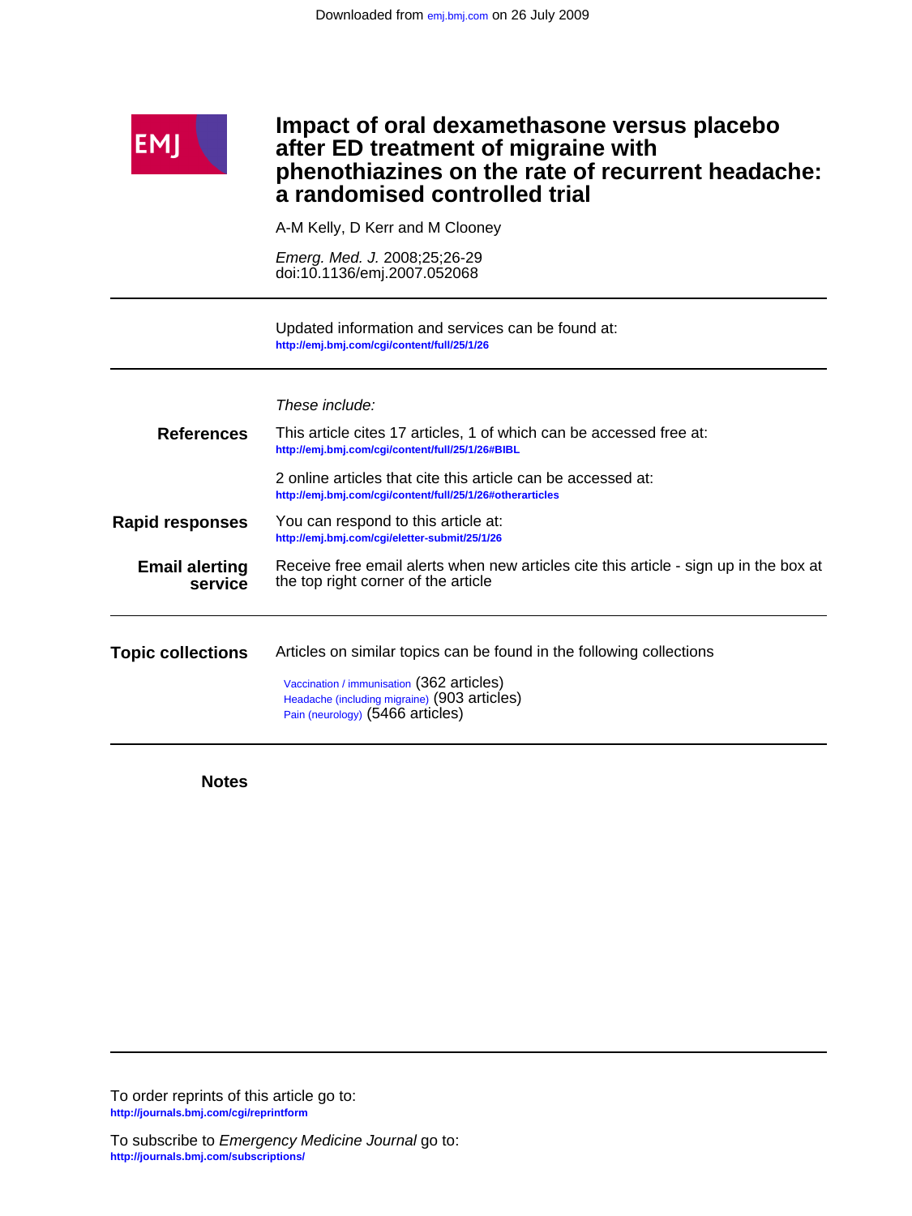Downloaded from emj.bmj.com on 26 July 2009

# Impact of oral dexamethasone versus placebo after ED treatment of migraine with phenothiazines on the rate of recurrent headache: a randomised controlled trial

A-M Kelly, D Kerr and M Clooney

*Emerg. Med. J.* 2008;25;26-29
doi:10.1136/emj.2007.052068

Updated information and services can be found at:
http://emj.bmj.com/cgi/content/full/25/1/26

*These include:*

**References**

This article cites 17 articles, 1 of which can be accessed free at:
http://emj.bmj.com/cgi/content/full/25/1/26#BIBL

2 online articles that cite this article can be accessed at:
http://emj.bmj.com/cgi/content/full/25/1/26#otherarticles

**Rapid responses**

You can respond to this article at:
http://emj.bmj.com/cgi/eletter-submit/25/1/26

**Email alerting service**

Receive free email alerts when new articles cite this article - sign up in the box at the top right corner of the article

**Topic collections**

Articles on similar topics can be found in the following collections

Vaccination / immunisation (362 articles)
Headache (including migraine) (903 articles)
Pain (neurology) (5466 articles)

**Notes**

To order reprints of this article go to:
http://journals.bmj.com/cgi/reprintform

To subscribe to *Emergency Medicine Journal* go to:
http://journals.bmj.com/subscriptions/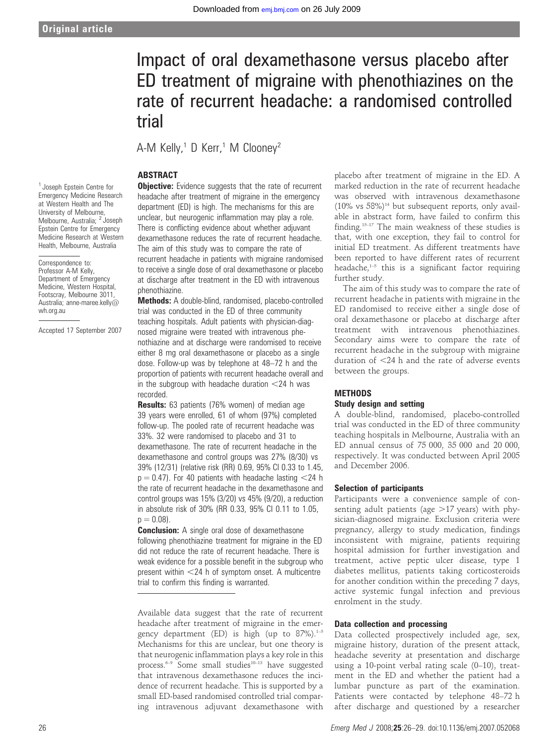# Impact of oral dexamethasone versus placebo after ED treatment of migraine with phenothiazines on the rate of recurrent headache: a randomised controlled trial

A-M Kelly,[1] D Kerr,[1] M Clooney[2]

[1] Joseph Epstein Centre for Emergency Medicine Research at Western Health and The University of Melbourne, Melbourne, Australia; [2] Joseph Epstein Centre for Emergency Medicine Research at Western Health, Melbourne, Australia

Correspondence to: Professor A-M Kelly, Department of Emergency Medicine, Western Hospital, Footscray, Melbourne 3011, Australia; anne-maree.kelly@wh.org.au

Accepted 17 September 2007

## ABSTRACT

**Objective:** Evidence suggests that the rate of recurrent headache after treatment of migraine in the emergency department (ED) is high. The mechanisms for this are unclear, but neurogenic inflammation may play a role. There is conflicting evidence about whether adjuvant dexamethasone reduces the rate of recurrent headache. The aim of this study was to compare the rate of recurrent headache in patients with migraine randomised to receive a single dose of oral dexamethasone or placebo at discharge after treatment in the ED with intravenous phenothiazine.

**Methods:** A double-blind, randomised, placebo-controlled trial was conducted in the ED of three community teaching hospitals. Adult patients with physician-diagnosed migraine were treated with intravenous phenothiazine and at discharge were randomised to receive either 8 mg oral dexamethasone or placebo as a single dose. Follow-up was by telephone at 48–72 h and the proportion of patients with recurrent headache overall and in the subgroup with headache duration <24 h was recorded.

**Results:** 63 patients (76% women) of median age 39 years were enrolled, 61 of whom (97%) completed follow-up. The pooled rate of recurrent headache was 33%. 32 were randomised to placebo and 31 to dexamethasone. The rate of recurrent headache in the dexamethasone and control groups was 27% (8/30) vs 39% (12/31) (relative risk (RR) 0.69, 95% CI 0.33 to 1.45, $p = 0.47$). For 40 patients with headache lasting <24 h the rate of recurrent headache in the dexamethasone and control groups was 15% (3/20) vs 45% (9/20), a reduction in absolute risk of 30% (RR 0.33, 95% CI 0.11 to 1.05, $p = 0.08$).

**Conclusion:** A single oral dose of dexamethasone following phenothiazine treatment for migraine in the ED did not reduce the rate of recurrent headache. There is weak evidence for a possible benefit in the subgroup who present within <24 h of symptom onset. A multicentre trial to confirm this finding is warranted.

Available data suggest that the rate of recurrent headache after treatment of migraine in the emergency department (ED) is high (up to 87%).[1–5] Mechanisms for this are unclear, but one theory is that neurogenic inflammation plays a key role in this process.[6–9] Some small studies[10–13] have suggested that intravenous dexamethasone reduces the incidence of recurrent headache. This is supported by a small ED-based randomised controlled trial comparing intravenous adjuvant dexamethasone with placebo after treatment of migraine in the ED. A marked reduction in the rate of recurrent headache was observed with intravenous dexamethasone (10% vs 58%)[14] but subsequent reports, only available in abstract form, have failed to confirm this finding.[15–17] The main weakness of these studies is that, with one exception, they fail to control for initial ED treatment. As different treatments have been reported to have different rates of recurrent headache,[1–5] this is a significant factor requiring further study.

The aim of this study was to compare the rate of recurrent headache in patients with migraine in the ED randomised to receive either a single dose of oral dexamethasone or placebo at discharge after treatment with intravenous phenothiazines. Secondary aims were to compare the rate of recurrent headache in the subgroup with migraine duration of <24 h and the rate of adverse events between the groups.

## METHODS

### Study design and setting

A double-blind, randomised, placebo-controlled trial was conducted in the ED of three community teaching hospitals in Melbourne, Australia with an ED annual census of 75 000, 35 000 and 20 000, respectively. It was conducted between April 2005 and December 2006.

### Selection of participants

Participants were a convenience sample of consenting adult patients (age >17 years) with physician-diagnosed migraine. Exclusion criteria were pregnancy, allergy to study medication, findings inconsistent with migraine, patients requiring hospital admission for further investigation and treatment, active peptic ulcer disease, type 1 diabetes mellitus, patients taking corticosteroids for another condition within the preceding 7 days, active systemic fungal infection and previous enrolment in the study.

### Data collection and processing

Data collected prospectively included age, sex, migraine history, duration of the present attack, headache severity at presentation and discharge using a 10-point verbal rating scale (0–10), treatment in the ED and whether the patient had a lumbar puncture as part of the examination. Patients were contacted by telephone 48–72 h after discharge and questioned by a researcher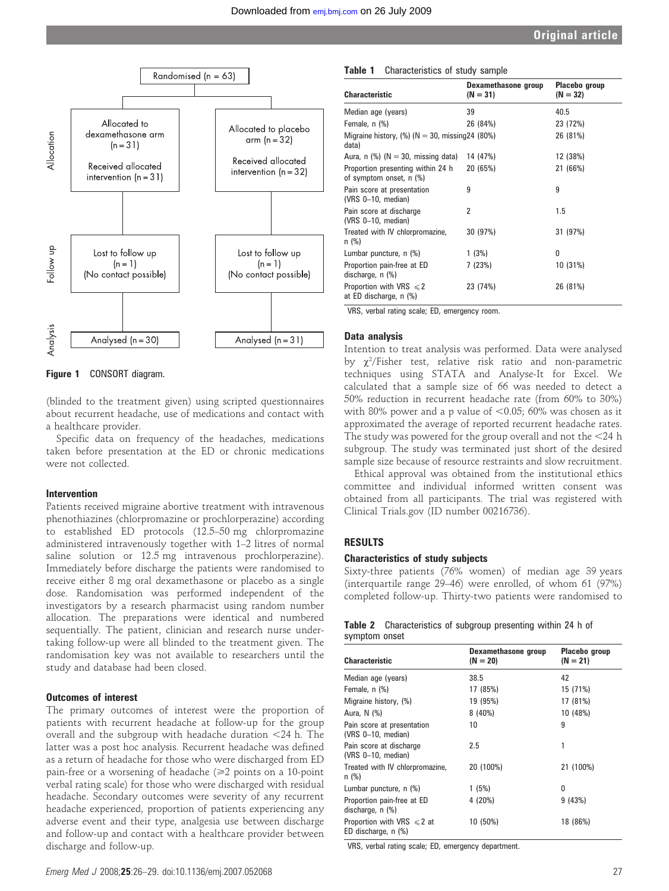Randomised (n = 63)

| Allocation | Allocated to dexamethasone arm (n = 31) Received allocated intervention (n = 31) | Allocated to placebo arm (n = 32) Received allocated intervention (n = 32) |
|---|---|---|
| Follow up | Lost to follow up (n = 1) (No contact possible) | Lost to follow up (n = 1) (No contact possible) |
| Analysis | Analysed (n = 30) | Analysed (n = 31) |

**Figure 1** CONSORT diagram.

(blinded to the treatment given) using scripted questionnaires about recurrent headache, use of medications and contact with a healthcare provider.

Specific data on frequency of the headaches, medications taken before presentation at the ED or chronic medications were not collected.

### Intervention

Patients received migraine abortive treatment with intravenous phenothiazines (chlorpromazine or prochlorperazine) according to established ED protocols (12.5–50 mg chlorpromazine administered intravenously together with 1–2 litres of normal saline solution or 12.5 mg intravenous prochlorperazine). Immediately before discharge the patients were randomised to receive either 8 mg oral dexamethasone or placebo as a single dose. Randomisation was performed independent of the investigators by a research pharmacist using random number allocation. The preparations were identical and numbered sequentially. The patient, clinician and research nurse undertaking follow-up were all blinded to the treatment given. The randomisation key was not available to researchers until the study and database had been closed.

### Outcomes of interest

The primary outcomes of interest were the proportion of patients with recurrent headache at follow-up for the group overall and the subgroup with headache duration <24 h. The latter was a post hoc analysis. Recurrent headache was defined as a return of headache for those who were discharged from ED pain-free or a worsening of headache (⩾2 points on a 10-point verbal rating scale) for those who were discharged with residual headache. Secondary outcomes were severity of any recurrent headache experienced, proportion of patients experiencing any adverse event and their type, analgesia use between discharge and follow-up and contact with a healthcare provider between discharge and follow-up.

**Table 1** Characteristics of study sample

| Characteristic | Dexamethasone group (N = 31) | Placebo group (N = 32) |
|---|---|---|
| Median age (years) | 39 | 40.5 |
| Female, n (%) | 26 (84%) | 23 (72%) |
| Migraine history, (%) (N = 30, missing data) | 24 (80%) | 26 (81%) |
| Aura, n (%) (N = 30, missing data) | 14 (47%) | 12 (38%) |
| Proportion presenting within 24 h of symptom onset, n (%) | 20 (65%) | 21 (66%) |
| Pain score at presentation (VRS 0–10, median) | 9 | 9 |
| Pain score at discharge (VRS 0–10, median) | 2 | 1.5 |
| Treated with IV chlorpromazine, n (%) | 30 (97%) | 31 (97%) |
| Lumbar puncture, n (%) | 1 (3%) | 0 |
| Proportion pain-free at ED discharge, n (%) | 7 (23%) | 10 (31%) |
| Proportion with VRS ⩽2 at ED discharge, n (%) | 23 (74%) | 26 (81%) |

VRS, verbal rating scale; ED, emergency room.

### Data analysis

Intention to treat analysis was performed. Data were analysed by $\chi^2$/Fisher test, relative risk ratio and non-parametric techniques using STATA and Analyse-It for Excel. We calculated that a sample size of 66 was needed to detect a 50% reduction in recurrent headache rate (from 60% to 30%) with 80% power and a p value of <0.05; 60% was chosen as it approximated the average of reported recurrent headache rates. The study was powered for the group overall and not the <24 h subgroup. The study was terminated just short of the desired sample size because of resource restraints and slow recruitment.

Ethical approval was obtained from the institutional ethics committee and individual informed written consent was obtained from all participants. The trial was registered with Clinical Trials.gov (ID number 00216736).

## RESULTS

### Characteristics of study subjects

Sixty-three patients (76% women) of median age 39 years (interquartile range 29–46) were enrolled, of whom 61 (97%) completed follow-up. Thirty-two patients were randomised to

**Table 2** Characteristics of subgroup presenting within 24 h of symptom onset

| Characteristic | Dexamethasone group (N = 20) | Placebo group (N = 21) |
|---|---|---|
| Median age (years) | 38.5 | 42 |
| Female, n (%) | 17 (85%) | 15 (71%) |
| Migraine history, (%) | 19 (95%) | 17 (81%) |
| Aura, N (%) | 8 (40%) | 10 (48%) |
| Pain score at presentation (VRS 0–10, median) | 10 | 9 |
| Pain score at discharge (VRS 0–10, median) | 2.5 | 1 |
| Treated with IV chlorpromazine, n (%) | 20 (100%) | 21 (100%) |
| Lumbar puncture, n (%) | 1 (5%) | 0 |
| Proportion pain-free at ED discharge, n (%) | 4 (20%) | 9 (43%) |
| Proportion with VRS ⩽2 at ED discharge, n (%) | 10 (50%) | 18 (86%) |

VRS, verbal rating scale; ED, emergency department.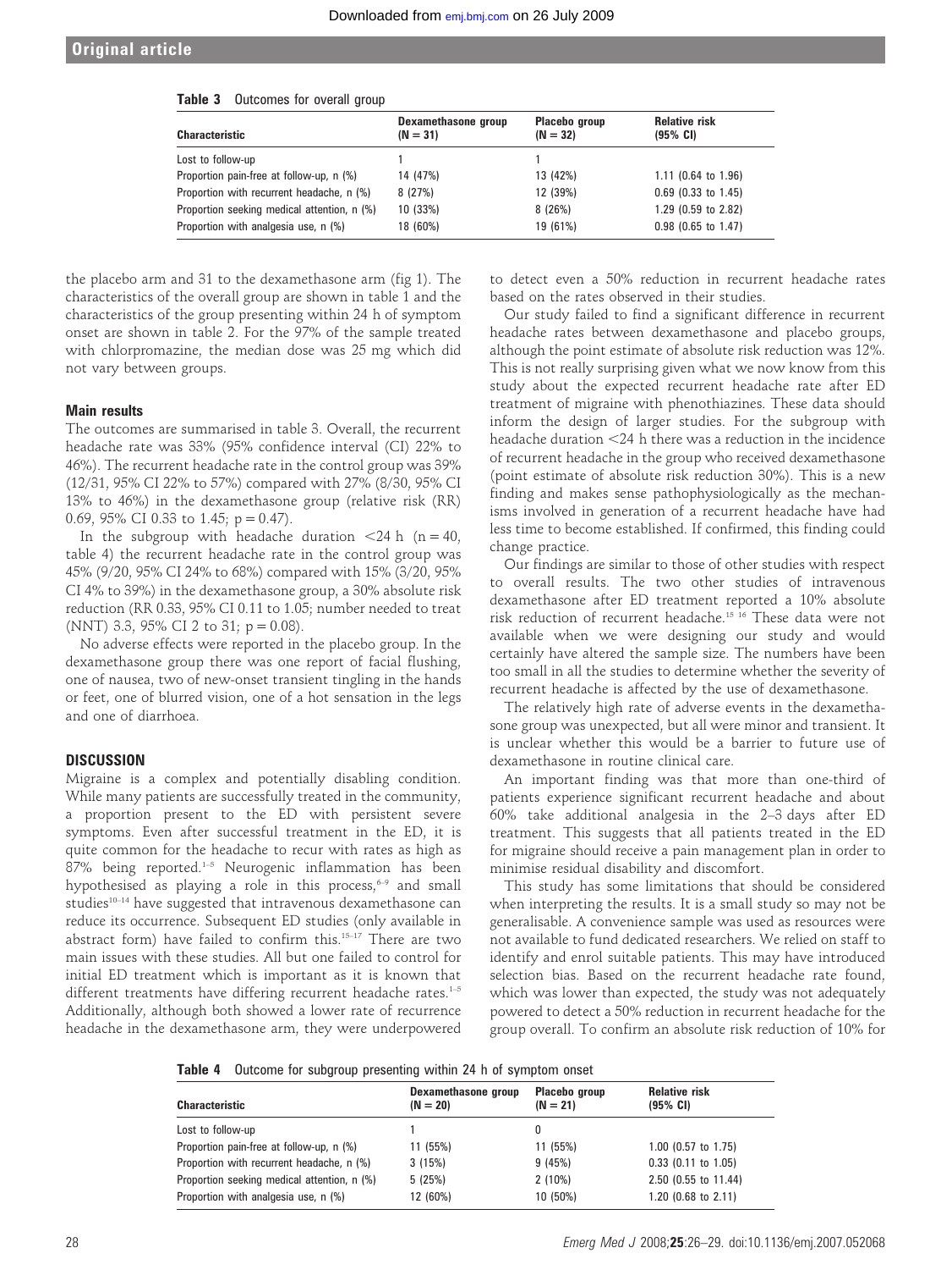**Table 3** Outcomes for overall group

| Characteristic | Dexamethasone group (N = 31) | Placebo group (N = 32) | Relative risk (95% CI) |
|---|---|---|---|
| Lost to follow-up | 1 | 1 | |
| Proportion pain-free at follow-up, n (%) | 14 (47%) | 13 (42%) | 1.11 (0.64 to 1.96) |
| Proportion with recurrent headache, n (%) | 8 (27%) | 12 (39%) | 0.69 (0.33 to 1.45) |
| Proportion seeking medical attention, n (%) | 10 (33%) | 8 (26%) | 1.29 (0.59 to 2.82) |
| Proportion with analgesia use, n (%) | 18 (60%) | 19 (61%) | 0.98 (0.65 to 1.47) |

the placebo arm and 31 to the dexamethasone arm (fig 1). The characteristics of the overall group are shown in table 1 and the characteristics of the group presenting within 24 h of symptom onset are shown in table 2. For the 97% of the sample treated with chlorpromazine, the median dose was 25 mg which did not vary between groups.

### Main results

The outcomes are summarised in table 3. Overall, the recurrent headache rate was 33% (95% confidence interval (CI) 22% to 46%). The recurrent headache rate in the control group was 39% (12/31, 95% CI 22% to 57%) compared with 27% (8/30, 95% CI 13% to 46%) in the dexamethasone group (relative risk (RR) 0.69, 95% CI 0.33 to 1.45; p = 0.47).

In the subgroup with headache duration <24 h (n = 40, table 4) the recurrent headache rate in the control group was 45% (9/20, 95% CI 24% to 68%) compared with 15% (3/20, 95% CI 4% to 39%) in the dexamethasone group, a 30% absolute risk reduction (RR 0.33, 95% CI 0.11 to 1.05; number needed to treat (NNT) 3.3, 95% CI 2 to 31; p = 0.08).

No adverse effects were reported in the placebo group. In the dexamethasone group there was one report of facial flushing, one of nausea, two of new-onset transient tingling in the hands or feet, one of blurred vision, one of a hot sensation in the legs and one of diarrhoea.

## DISCUSSION

Migraine is a complex and potentially disabling condition. While many patients are successfully treated in the community, a proportion present to the ED with persistent severe symptoms. Even after successful treatment in the ED, it is quite common for the headache to recur with rates as high as 87% being reported.[1–5] Neurogenic inflammation has been hypothesised as playing a role in this process,[6–9] and small studies[10–14] have suggested that intravenous dexamethasone can reduce its occurrence. Subsequent ED studies (only available in abstract form) have failed to confirm this.[15–17] There are two main issues with these studies. All but one failed to control for initial ED treatment which is important as it is known that different treatments have differing recurrent headache rates.[1–5] Additionally, although both showed a lower rate of recurrence headache in the dexamethasone arm, they were underpowered to detect even a 50% reduction in recurrent headache rates based on the rates observed in their studies.

Our study failed to find a significant difference in recurrent headache rates between dexamethasone and placebo groups, although the point estimate of absolute risk reduction was 12%. This is not really surprising given what we now know from this study about the expected recurrent headache rate after ED treatment of migraine with phenothiazines. These data should inform the design of larger studies. For the subgroup with headache duration <24 h there was a reduction in the incidence of recurrent headache in the group who received dexamethasone (point estimate of absolute risk reduction 30%). This is a new finding and makes sense pathophysiologically as the mechanisms involved in generation of a recurrent headache have had less time to become established. If confirmed, this finding could change practice.

Our findings are similar to those of other studies with respect to overall results. The two other studies of intravenous dexamethasone after ED treatment reported a 10% absolute risk reduction of recurrent headache.[15 16] These data were not available when we were designing our study and would certainly have altered the sample size. The numbers have been too small in all the studies to determine whether the severity of recurrent headache is affected by the use of dexamethasone.

The relatively high rate of adverse events in the dexamethasone group was unexpected, but all were minor and transient. It is unclear whether this would be a barrier to future use of dexamethasone in routine clinical care.

An important finding was that more than one-third of patients experience significant recurrent headache and about 60% take additional analgesia in the 2–3 days after ED treatment. This suggests that all patients treated in the ED for migraine should receive a pain management plan in order to minimise residual disability and discomfort.

This study has some limitations that should be considered when interpreting the results. It is a small study so may not be generalisable. A convenience sample was used as resources were not available to fund dedicated researchers. We relied on staff to identify and enrol suitable patients. This may have introduced selection bias. Based on the recurrent headache rate found, which was lower than expected, the study was not adequately powered to detect a 50% reduction in recurrent headache for the group overall. To confirm an absolute risk reduction of 10% for

**Table 4** Outcome for subgroup presenting within 24 h of symptom onset

| Characteristic | Dexamethasone group (N = 20) | Placebo group (N = 21) | Relative risk (95% CI) |
|---|---|---|---|
| Lost to follow-up | 1 | 0 | |
| Proportion pain-free at follow-up, n (%) | 11 (55%) | 11 (55%) | 1.00 (0.57 to 1.75) |
| Proportion with recurrent headache, n (%) | 3 (15%) | 9 (45%) | 0.33 (0.11 to 1.05) |
| Proportion seeking medical attention, n (%) | 5 (25%) | 2 (10%) | 2.50 (0.55 to 11.44) |
| Proportion with analgesia use, n (%) | 12 (60%) | 10 (50%) | 1.20 (0.68 to 2.11) |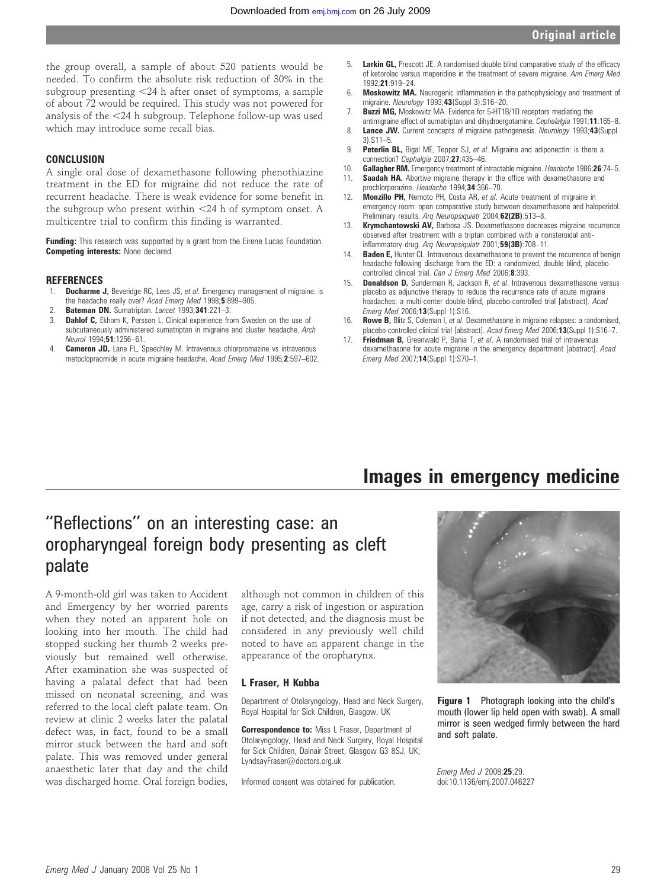the group overall, a sample of about 520 patients would be needed. To confirm the absolute risk reduction of 30% in the subgroup presenting <24 h after onset of symptoms, a sample of about 72 would be required. This study was not powered for analysis of the <24 h subgroup. Telephone follow-up was used which may introduce some recall bias.

## CONCLUSION

A single oral dose of dexamethasone following phenothiazine treatment in the ED for migraine did not reduce the rate of recurrent headache. There is weak evidence for some benefit in the subgroup who present within <24 h of symptom onset. A multicentre trial to confirm this finding is warranted.

**Funding:** This research was supported by a grant from the Eirene Lucas Foundation.
**Competing interests:** None declared.

## REFERENCES

1. **Ducharme J,** Beveridge RC, Lees JS, *et al*. Emergency management of migraine: is the headache really over? *Acad Emerg Med* 1998;**5**:899–905.
2. **Bateman DN.** Sumatriptan. *Lancet* 1993;**341**:221–3.
3. **Dahlof C,** Ekhom K, Persson L. Clinical experience from Sweden on the use of subcutaneously administered sumatriptan in migraine and cluster headache. *Arch Neurol* 1994;**51**:1256–61.
4. **Cameron JD,** Lane PL, Speechley M. Intravenous chlorpromazine vs intravenous metoclopraomide in acute migraine headache. *Acad Emerg Med* 1995;**2**:597–602.
5. **Larkin GL,** Prescott JE. A randomised double blind comparative study of the efficacy of ketorolac versus meperidine in the treatment of severe migraine. *Ann Emerg Med* 1992;**21**:919–24.
6. **Moskowitz MA.** Neurogenic inflammation in the pathophysiology and treatment of migraine. *Neurology* 1993;**43**(Suppl 3):S16–20.
7. **Buzzi MG,** Moskowitz MA. Evidence for 5-HT1B/1D receptors mediating the antimigraine effect of sumatriptan and dihydroergotamine. *Cephalalgia* 1991;**11**:165–8.
8. **Lance JW.** Current concepts of migraine pathogenesis. *Neurology* 1993;**43**(Suppl 3):S11–5.
9. **Peterlin BL,** Bigal ME, Tepper SJ, *et al*. Migraine and adiponectin: is there a connection? *Cephalgia* 2007;**27**:435–46.
10. **Gallagher RM.** Emergency treatment of intractable migraine. *Headache* 1986;**26**:74–5.
11. **Saadah HA.** Abortive migraine therapy in the office with dexamethasone and prochlorperazine. *Headache* 1994;**34**:366–70.
12. **Monzillo PH,** Nemoto PH, Costa AR, *et al*. Acute treatment of migraine in emergency room: open comparative study between dexamethasone and haloperidol. Preliminary results. *Arq Neuropsiquiatr* 2004;**62(2B)**:513–8.
13. **Krymchantowski AV,** Barbosa JS. Dexamethasone decreases migraine recurrence observed after treatment with a triptan combined with a nonsteroidal anti-inflammatory drug. *Arq Neuropsiquiatr* 2001;**59(3B)**:708–11.
14. **Baden E,** Hunter CL. Intravenous dexamethasone to prevent the recurrence of benign headache following discharge from the ED: a randomized, double blind, placebo controlled clinical trial. *Can J Emerg Med* 2006;**8**:393.
15. **Donaldson D,** Sunderman R, Jackson R, *et al*. Intravenous dexamethasone versus placebo as adjunctive therapy to reduce the recurrence rate of acute migraine headaches: a multi-center double-blind, placebo-controlled trial [abstract]. *Acad Emerg Med* 2006;**13**(Suppl 1):S16.
16. **Rowe B,** Blitz S, Coleman I, *et al*. Dexamethasone in migraine relapses: a randomised, placebo-controlled clinical trial [abstract]. *Acad Emerg Med* 2006;**13**(Suppl 1):S16–7.
17. **Friedman B,** Greenwald P, Bania T, *et al*. A randomised trial of intravenous dexamethasone for acute migraine in the emergency department [abstract]. *Acad Emerg Med* 2007;**14**(Suppl 1):S70–1.

# Images in emergency medicine

## "Reflections" on an interesting case: an oropharyngeal foreign body presenting as cleft palate

A 9-month-old girl was taken to Accident and Emergency by her worried parents when they noted an apparent hole on looking into her mouth. The child had stopped sucking her thumb 2 weeks previously but remained well otherwise. After examination she was suspected of having a palatal defect that had been missed on neonatal screening, and was referred to the local cleft palate team. On review at clinic 2 weeks later the palatal defect was, in fact, found to be a small mirror stuck between the hard and soft palate. This was removed under general anaesthetic later that day and the child was discharged home. Oral foreign bodies, although not common in children of this age, carry a risk of ingestion or aspiration if not detected, and the diagnosis must be considered in any previously well child noted to have an apparent change in the appearance of the oropharynx.

**L Fraser, H Kubba**

Department of Otolaryngology, Head and Neck Surgery, Royal Hospital for Sick Children, Glasgow, UK

**Correspondence to:** Miss L Fraser, Department of Otolaryngology, Head and Neck Surgery, Royal Hospital for Sick Children, Dalnair Street, Glasgow G3 8SJ, UK; LyndsayFraser@doctors.org.uk

Informed consent was obtained for publication.

**Figure 1** Photograph looking into the child's mouth (lower lip held open with swab). A small mirror is seen wedged firmly between the hard and soft palate.

*Emerg Med J* 2008;**25**:29.
doi:10.1136/emj.2007.046227